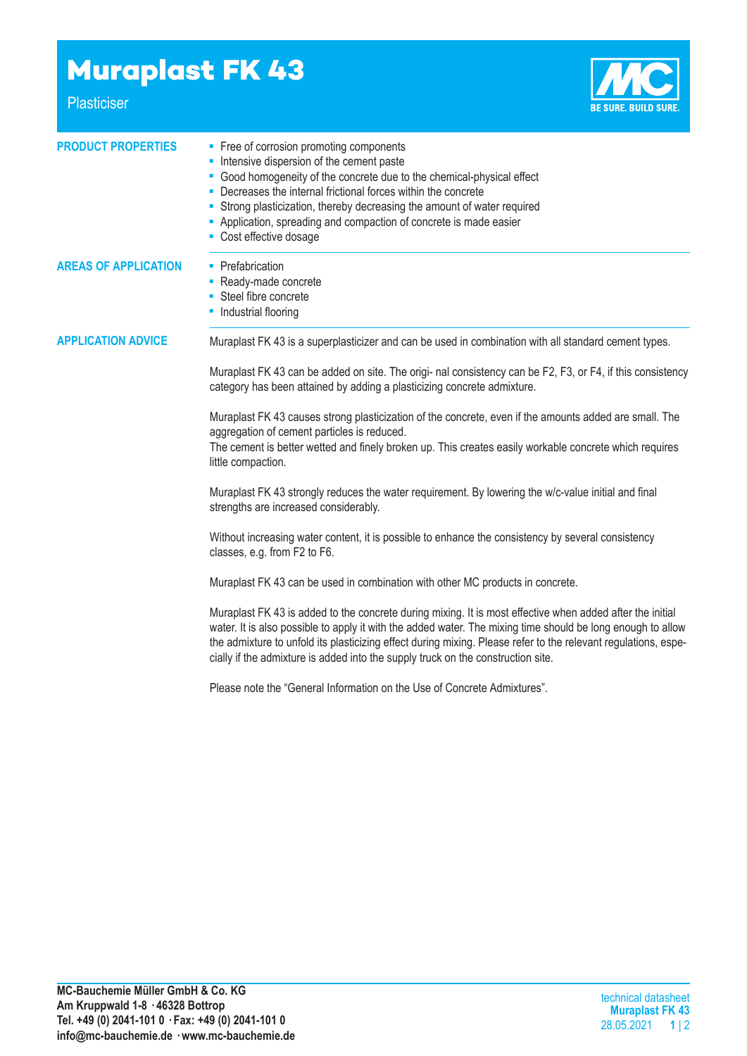# Muraplast FK 43

Plasticiser

**PRODUCT PROPERTIES**

- Free of corrosion promoting components
- Intensive dispersion of the cement paste
- Good homogeneity of the concrete due to the chemical-physical effect
- Decreases the internal frictional forces within the concrete
- Strong plasticization, thereby decreasing the amount of water required
- Application, spreading and compaction of concrete is made easier
- Cost effective dosage

**AREAS OF APPLICATION**

- Prefabrication
- Ready-made concrete
- Steel fibre concrete
- Industrial flooring

**APPLICATION ADVICE**

Muraplast FK 43 is a superplasticizer and can be used in combination with all standard cement types.

Muraplast FK 43 can be added on site. The origi- nal consistency can be F2, F3, or F4, if this consistency category has been attained by adding a plasticizing concrete admixture.

Muraplast FK 43 causes strong plasticization of the concrete, even if the amounts added are small. The aggregation of cement particles is reduced.
The cement is better wetted and finely broken up. This creates easily workable concrete which requires little compaction.

Muraplast FK 43 strongly reduces the water requirement. By lowering the w/c-value initial and final strengths are increased considerably.

Without increasing water content, it is possible to enhance the consistency by several consistency classes, e.g. from F2 to F6.

Muraplast FK 43 can be used in combination with other MC products in concrete.

Muraplast FK 43 is added to the concrete during mixing. It is most effective when added after the initial water. It is also possible to apply it with the added water. The mixing time should be long enough to allow the admixture to unfold its plasticizing effect during mixing. Please refer to the relevant regulations, especially if the admixture is added into the supply truck on the construction site.

Please note the “General Information on the Use of Concrete Admixtures”.

**MC-Bauchemie Müller GmbH & Co. KG**
**Am Kruppwald 1-8 · 46328 Bottrop**
**Tel. +49 (0) 2041-101 0 · Fax: +49 (0) 2041-101 0**
**info@mc-bauchemie.de · www.mc-bauchemie.de**

technical datasheet
**Muraplast FK 43**
28.05.2021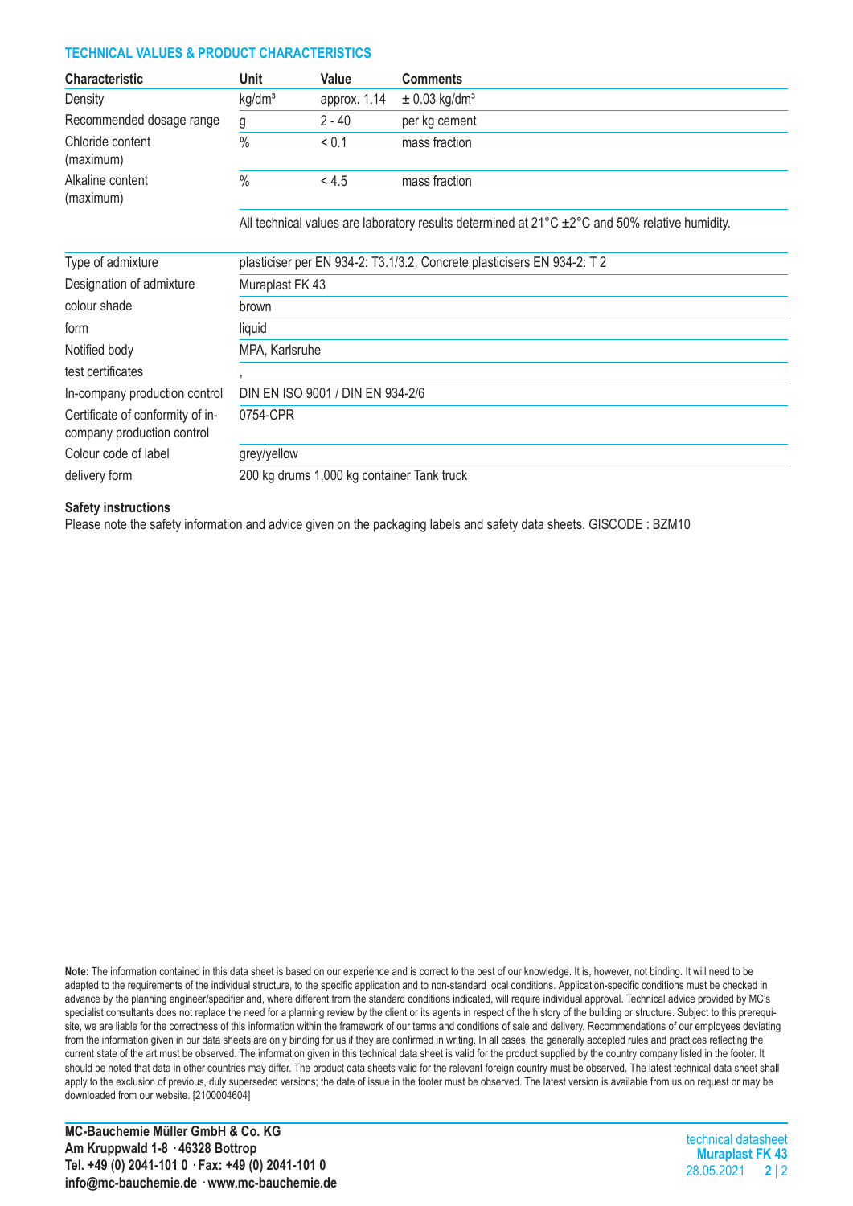### TECHNICAL VALUES & PRODUCT CHARACTERISTICS

| Characteristic | Unit | Value | Comments |
|---|---|---|---|
| Density | $kg/dm^3$ | approx. 1.14 | ± 0.03 $kg/dm^3$ |
| Recommended dosage range | g | 2 - 40 | per kg cement |
| Chloride content (maximum) | % | < 0.1 | mass fraction |
| Alkaline content (maximum) | % | < 4.5 | mass fraction |
| | All technical values are laboratory results determined at 21°C ±2°C and 50% relative humidity. | | |

| | |
|---|---|
| Type of admixture | plasticiser per EN 934-2: T3.1/3.2, Concrete plasticisers EN 934-2: T 2 |
| Designation of admixture | Muraplast FK 43 |
| colour shade | brown |
| form | liquid |
| Notified body | MPA, Karlsruhe |
| test certificates | , |
| In-company production control | DIN EN ISO 9001 / DIN EN 934-2/6 |
| Certificate of conformity of in-company production control | 0754-CPR |
| Colour code of label | grey/yellow |
| delivery form | 200 kg drums 1,000 kg container Tank truck |

**Safety instructions**

Please note the safety information and advice given on the packaging labels and safety data sheets. GISCODE : BZM10

**Note:** The information contained in this data sheet is based on our experience and is correct to the best of our knowledge. It is, however, not binding. It will need to be adapted to the requirements of the individual structure, to the specific application and to non-standard local conditions. Application-specific conditions must be checked in advance by the planning engineer/specifier and, where different from the standard conditions indicated, will require individual approval. Technical advice provided by MC's specialist consultants does not replace the need for a planning review by the client or its agents in respect of the history of the building or structure. Subject to this prerequisite, we are liable for the correctness of this information within the framework of our terms and conditions of sale and delivery. Recommendations of our employees deviating from the information given in our data sheets are only binding for us if they are confirmed in writing. In all cases, the generally accepted rules and practices reflecting the current state of the art must be observed. The information given in this technical data sheet is valid for the product supplied by the country company listed in the footer. It should be noted that data in other countries may differ. The product data sheets valid for the relevant foreign country must be observed. The latest technical data sheet shall apply to the exclusion of previous, duly superseded versions; the date of issue in the footer must be observed. The latest version is available from us on request or may be downloaded from our website. [2100004604]

**MC-Bauchemie Müller GmbH & Co. KG**
**Am Kruppwald 1-8 · 46328 Bottrop**
**Tel. +49 (0) 2041-101 0 · Fax: +49 (0) 2041-101 0**
**info@mc-bauchemie.de · www.mc-bauchemie.de**

technical datasheet
**Muraplast FK 43**
28.05.2021